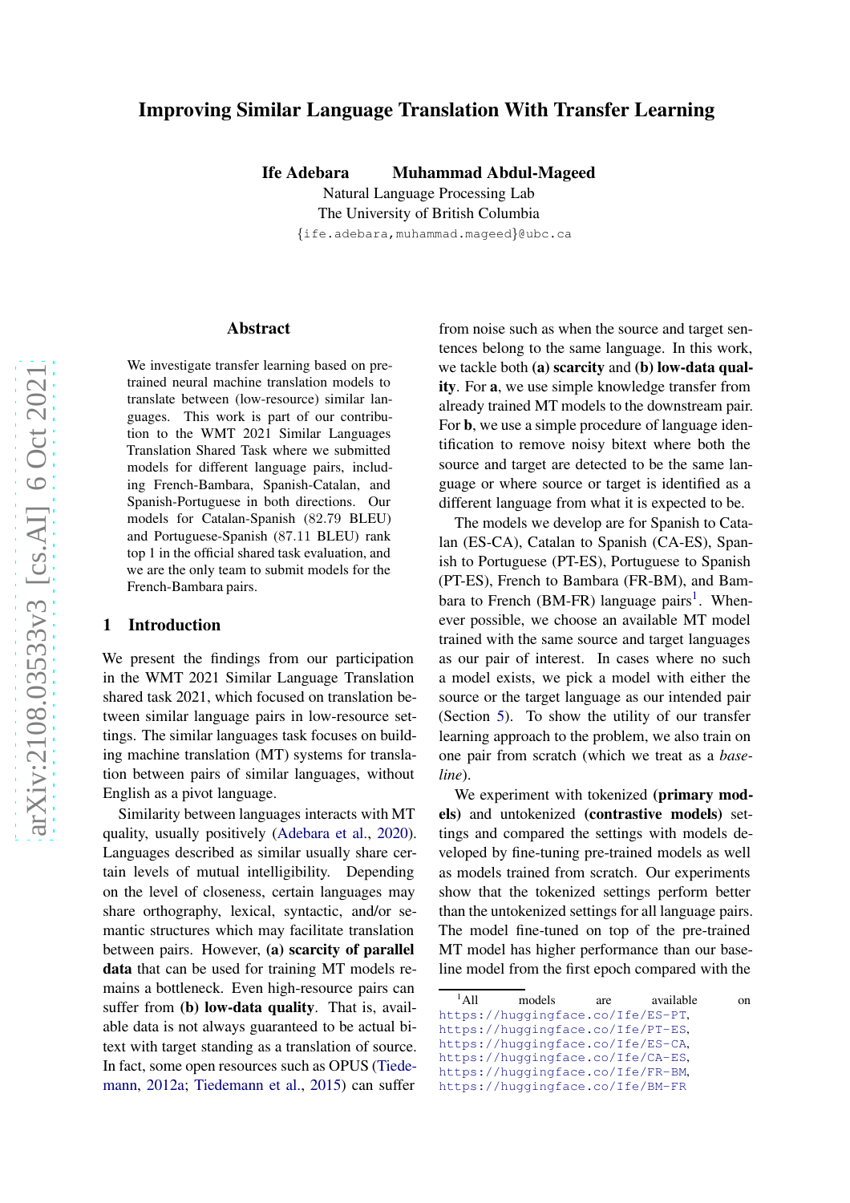# Improving Similar Language Translation With Transfer Learning

**Ife Adebara** **Muhammad Abdul-Mageed**

Natural Language Processing Lab
The University of British Columbia
{ife.adebara,muhammad.mageed}@ubc.ca

## Abstract

We investigate transfer learning based on pre-trained neural machine translation models to translate between (low-resource) similar languages. This work is part of our contribution to the WMT 2021 Similar Languages Translation Shared Task where we submitted models for different language pairs, including French-Bambara, Spanish-Catalan, and Spanish-Portuguese in both directions. Our models for Catalan-Spanish (82.79 BLEU) and Portuguese-Spanish (87.11 BLEU) rank top 1 in the official shared task evaluation, and we are the only team to submit models for the French-Bambara pairs.

## 1 Introduction

We present the findings from our participation in the WMT 2021 Similar Language Translation shared task 2021, which focused on translation between similar language pairs in low-resource settings. The similar languages task focuses on building machine translation (MT) systems for translation between pairs of similar languages, without English as a pivot language.

Similarity between languages interacts with MT quality, usually positively (Adebara et al., 2020). Languages described as similar usually share certain levels of mutual intelligibility. Depending on the level of closeness, certain languages may share orthography, lexical, syntactic, and/or semantic structures which may facilitate translation between pairs. However, **(a) scarcity of parallel data** that can be used for training MT models remains a bottleneck. Even high-resource pairs can suffer from **(b) low-data quality**. That is, available data is not always guaranteed to be actual bitext with target standing as a translation of source. In fact, some open resources such as OPUS (Tiedemann, 2012a; Tiedemann et al., 2015) can suffer from noise such as when the source and target sentences belong to the same language. In this work, we tackle both **(a) scarcity** and **(b) low-data quality**. For **a**, we use simple knowledge transfer from already trained MT models to the downstream pair. For **b**, we use a simple procedure of language identification to remove noisy bitext where both the source and target are detected to be the same language or where source or target is identified as a different language from what it is expected to be.

The models we develop are for Spanish to Catalan (ES-CA), Catalan to Spanish (CA-ES), Spanish to Portuguese (PT-ES), Portuguese to Spanish (PT-ES), French to Bambara (FR-BM), and Bambara to French (BM-FR) language pairs[1]. Whenever possible, we choose an available MT model trained with the same source and target languages as our pair of interest. In cases where no such a model exists, we pick a model with either the source or the target language as our intended pair (Section 5). To show the utility of our transfer learning approach to the problem, we also train on one pair from scratch (which we treat as a *baseline*).

We experiment with tokenized **(primary models)** and untokenized **(contrastive models)** settings and compared the settings with models developed by fine-tuning pre-trained models as well as models trained from scratch. Our experiments show that the tokenized settings perform better than the untokenized settings for all language pairs. The model fine-tuned on top of the pre-trained MT model has higher performance than our baseline model from the first epoch compared with the

[1] All models are available on https://huggingface.co/Ife/ES-PT, https://huggingface.co/Ife/PT-ES, https://huggingface.co/Ife/ES-CA, https://huggingface.co/Ife/CA-ES, https://huggingface.co/Ife/FR-BM, https://huggingface.co/Ife/BM-FR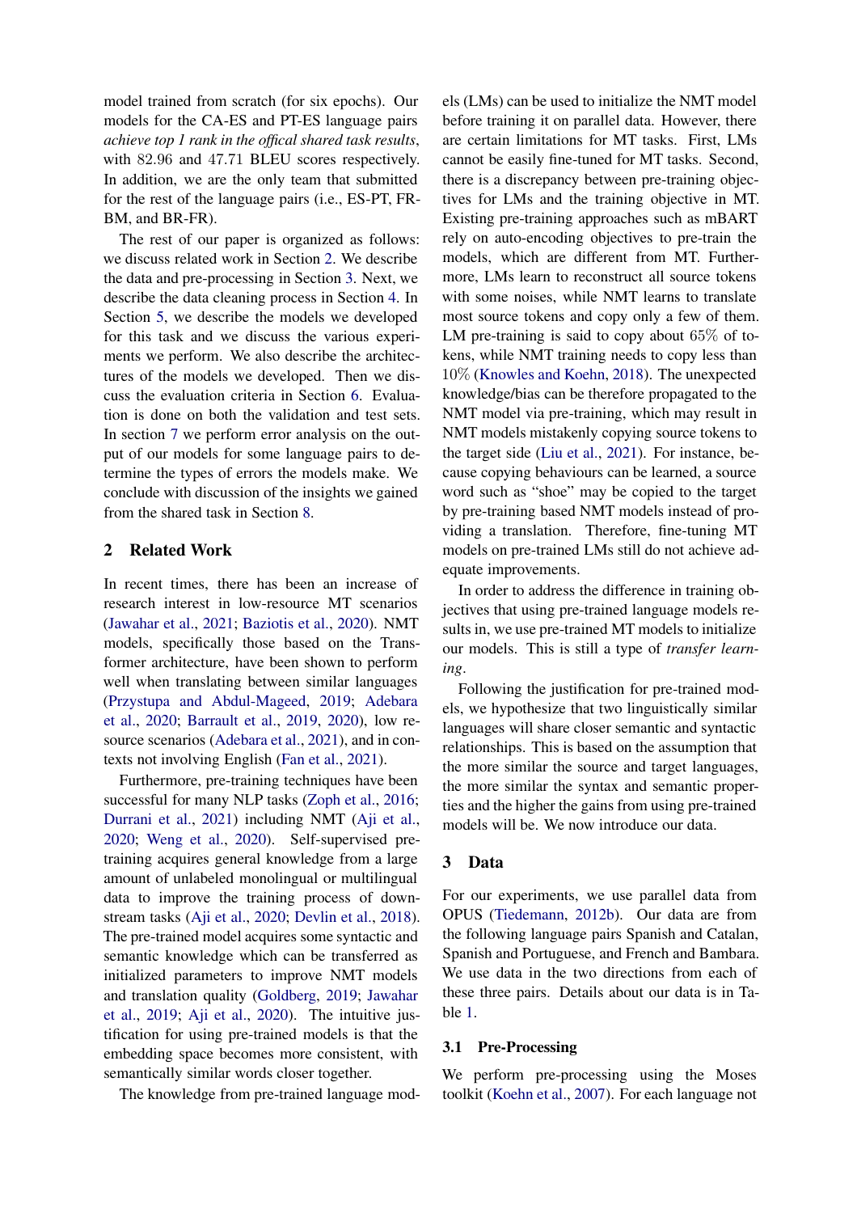model trained from scratch (for six epochs). Our models for the CA-ES and PT-ES language pairs *achieve top 1 rank in the offical shared task results*, with 82.96 and 47.71 BLEU scores respectively. In addition, we are the only team that submitted for the rest of the language pairs (i.e., ES-PT, FR-BM, and BR-FR).

The rest of our paper is organized as follows: we discuss related work in Section 2. We describe the data and pre-processing in Section 3. Next, we describe the data cleaning process in Section 4. In Section 5, we describe the models we developed for this task and we discuss the various experiments we perform. We also describe the architectures of the models we developed. Then we discuss the evaluation criteria in Section 6. Evaluation is done on both the validation and test sets. In section 7 we perform error analysis on the output of our models for some language pairs to determine the types of errors the models make. We conclude with discussion of the insights we gained from the shared task in Section 8.

## 2 Related Work

In recent times, there has been an increase of research interest in low-resource MT scenarios (Jawahar et al., 2021; Baziotis et al., 2020). NMT models, specifically those based on the Transformer architecture, have been shown to perform well when translating between similar languages (Przystupa and Abdul-Mageed, 2019; Adebara et al., 2020; Barrault et al., 2019, 2020), low resource scenarios (Adebara et al., 2021), and in contexts not involving English (Fan et al., 2021).

Furthermore, pre-training techniques have been successful for many NLP tasks (Zoph et al., 2016; Durrani et al., 2021) including NMT (Aji et al., 2020; Weng et al., 2020). Self-supervised pre-training acquires general knowledge from a large amount of unlabeled monolingual or multilingual data to improve the training process of downstream tasks (Aji et al., 2020; Devlin et al., 2018). The pre-trained model acquires some syntactic and semantic knowledge which can be transferred as initialized parameters to improve NMT models and translation quality (Goldberg, 2019; Jawahar et al., 2019; Aji et al., 2020). The intuitive justification for using pre-trained models is that the embedding space becomes more consistent, with semantically similar words closer together.

The knowledge from pre-trained language models (LMs) can be used to initialize the NMT model before training it on parallel data. However, there are certain limitations for MT tasks. First, LMs cannot be easily fine-tuned for MT tasks. Second, there is a discrepancy between pre-training objectives for LMs and the training objective in MT. Existing pre-training approaches such as mBART rely on auto-encoding objectives to pre-train the models, which are different from MT. Furthermore, LMs learn to reconstruct all source tokens with some noises, while NMT learns to translate most source tokens and copy only a few of them. LM pre-training is said to copy about 65% of tokens, while NMT training needs to copy less than 10% (Knowles and Koehn, 2018). The unexpected knowledge/bias can be therefore propagated to the NMT model via pre-training, which may result in NMT models mistakenly copying source tokens to the target side (Liu et al., 2021). For instance, because copying behaviours can be learned, a source word such as "shoe" may be copied to the target by pre-training based NMT models instead of providing a translation. Therefore, fine-tuning MT models on pre-trained LMs still do not achieve adequate improvements.

In order to address the difference in training objectives that using pre-trained language models results in, we use pre-trained MT models to initialize our models. This is still a type of *transfer learning*.

Following the justification for pre-trained models, we hypothesize that two linguistically similar languages will share closer semantic and syntactic relationships. This is based on the assumption that the more similar the source and target languages, the more similar the syntax and semantic properties and the higher the gains from using pre-trained models will be. We now introduce our data.

## 3 Data

For our experiments, we use parallel data from OPUS (Tiedemann, 2012b). Our data are from the following language pairs Spanish and Catalan, Spanish and Portuguese, and French and Bambara. We use data in the two directions from each of these three pairs. Details about our data is in Table 1.

### 3.1 Pre-Processing

We perform pre-processing using the Moses toolkit (Koehn et al., 2007). For each language not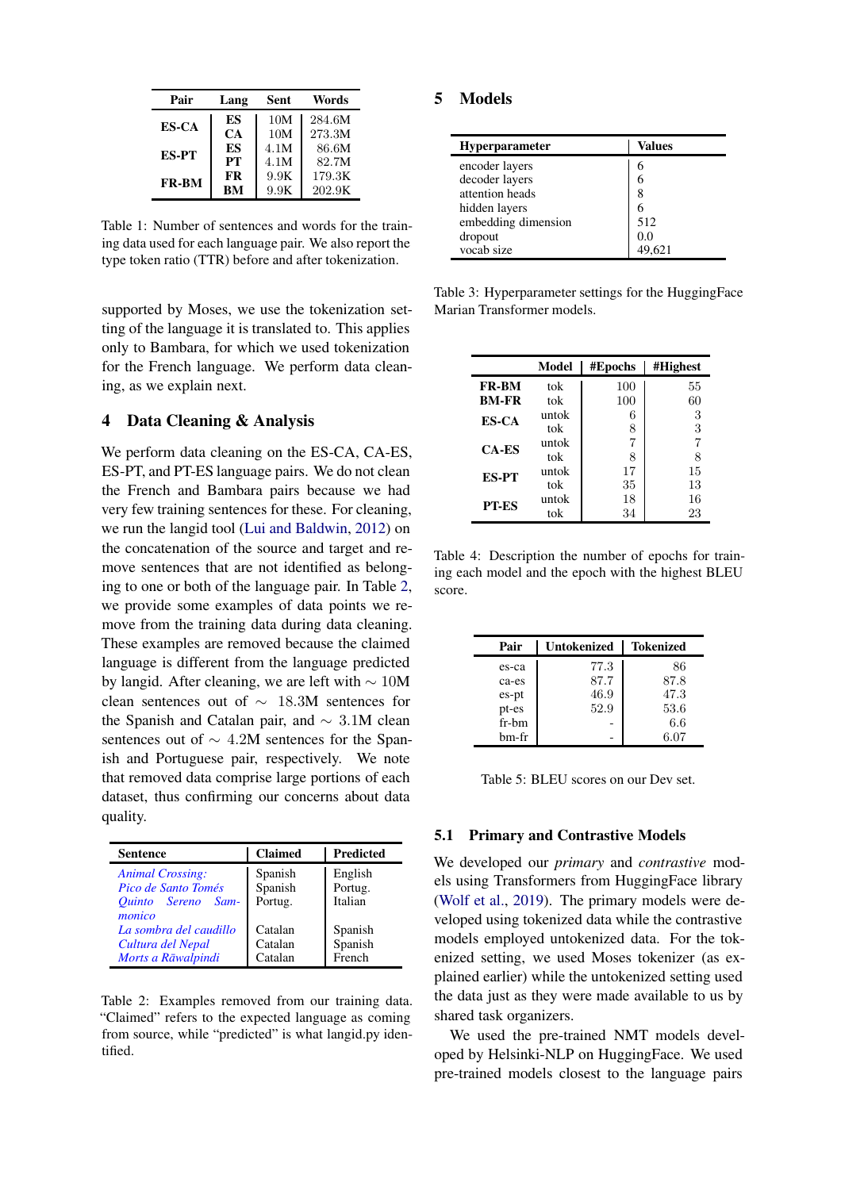| Pair | Lang | Sent | Words |
|---|---|---|---|
| **ES-CA** | **ES** | 10M | 284.6M |
| | **CA** | 10M | 273.3M |
| **ES-PT** | **ES** | 4.1M | 86.6M |
| | **PT** | 4.1M | 82.7M |
| **FR-BM** | **FR** | 9.9K | 179.3K |
| | **BM** | 9.9K | 202.9K |

Table 1: Number of sentences and words for the training data used for each language pair. We also report the type token ratio (TTR) before and after tokenization.

supported by Moses, we use the tokenization setting of the language it is translated to. This applies only to Bambara, for which we used tokenization for the French language. We perform data cleaning, as we explain next.

## 4 Data Cleaning & Analysis

We perform data cleaning on the ES-CA, CA-ES, ES-PT, and PT-ES language pairs. We do not clean the French and Bambara pairs because we had very few training sentences for these. For cleaning, we run the langid tool (Lui and Baldwin, 2012) on the concatenation of the source and target and remove sentences that are not identified as belonging to one or both of the language pair. In Table 2, we provide some examples of data points we remove from the training data during data cleaning. These examples are removed because the claimed language is different from the language predicted by langid. After cleaning, we are left with $\sim$ 10M clean sentences out of $\sim$ 18.3M sentences for the Spanish and Catalan pair, and $\sim$ 3.1M clean sentences out of $\sim$ 4.2M sentences for the Spanish and Portuguese pair, respectively. We note that removed data comprise large portions of each dataset, thus confirming our concerns about data quality.

| Sentence | Claimed | Predicted |
|---|---|---|
| *Animal Crossing:* | Spanish | English |
| *Pico de Santo Tomés* | Spanish | Portug. |
| *Quinto Sereno Sammonico* | Portug. | Italian |
| *La sombra del caudillo* | Catalan | Spanish |
| *Cultura del Nepal* | Catalan | Spanish |
| *Morts a Rāwalpindi* | Catalan | French |

Table 2: Examples removed from our training data. "Claimed" refers to the expected language as coming from source, while "predicted" is what langid.py identified.

## 5 Models

| Hyperparameter | Values |
|---|---|
| encoder layers | 6 |
| decoder layers | 6 |
| attention heads | 8 |
| hidden layers | 6 |
| embedding dimension | 512 |
| dropout | 0.0 |
| vocab size | 49,621 |

Table 3: Hyperparameter settings for the HuggingFace Marian Transformer models.

| | Model | #Epochs | #Highest |
|---|---|---|---|
| **FR-BM** | tok | 100 | 55 |
| **BM-FR** | tok | 100 | 60 |
| **ES-CA** | untok | 6 | 3 |
| | tok | 8 | 3 |
| **CA-ES** | untok | 7 | 7 |
| | tok | 8 | 8 |
| **ES-PT** | untok | 17 | 15 |
| | tok | 35 | 13 |
| **PT-ES** | untok | 18 | 16 |
| | tok | 34 | 23 |

Table 4: Description the number of epochs for training each model and the epoch with the highest BLEU score.

| Pair | Untokenized | Tokenized |
|---|---|---|
| es-ca | 77.3 | 86 |
| ca-es | 87.7 | 87.8 |
| es-pt | 46.9 | 47.3 |
| pt-es | 52.9 | 53.6 |
| fr-bm | - | 6.6 |
| bm-fr | - | 6.07 |

Table 5: BLEU scores on our Dev set.

### 5.1 Primary and Contrastive Models

We developed our *primary* and *contrastive* models using Transformers from HuggingFace library (Wolf et al., 2019). The primary models were developed using tokenized data while the contrastive models employed untokenized data. For the tokenized setting, we used Moses tokenizer (as explained earlier) while the untokenized setting used the data just as they were made available to us by shared task organizers.

We used the pre-trained NMT models developed by Helsinki-NLP on HuggingFace. We used pre-trained models closest to the language pairs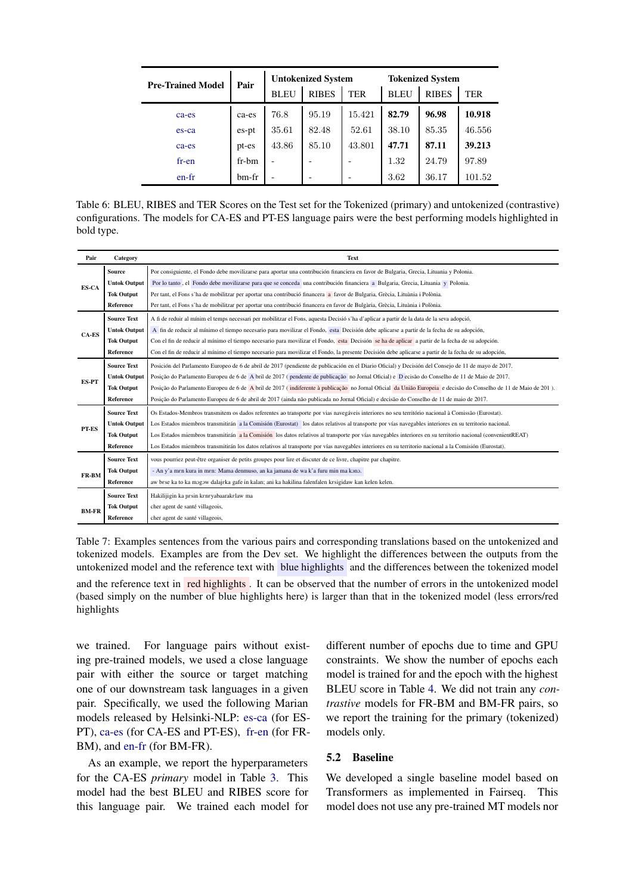| Pre-Trained Model | Pair | Untokenized System | | | Tokenized System | | |
|---|---|---|---|---|---|---|---|
| | | BLEU | RIBES | TER | BLEU | RIBES | TER |
| ca-es | ca-es | 76.8 | 95.19 | 15.421 | **82.79** | **96.98** | **10.918** |
| es-ca | es-pt | 35.61 | 82.48 | 52.61 | 38.10 | 85.35 | 46.556 |
| ca-es | pt-es | 43.86 | 85.10 | 43.801 | **47.71** | **87.11** | **39.213** |
| fr-en | fr-bm | - | - | - | 1.32 | 24.79 | 97.89 |
| en-fr | bm-fr | - | - | - | 3.62 | 36.17 | 101.52 |

Table 6: BLEU, RIBES and TER Scores on the Test set for the Tokenized (primary) and untokenized (contrastive) configurations. The models for CA-ES and PT-ES language pairs were the best performing models highlighted in bold type.

| Pair | Category | Text |
|---|---|---|
| ES-CA | Source | Por consiguiente, el Fondo debe movilizarse para aportar una contribución financiera en favor de Bulgaria, Grecia, Lituania y Polonia. |
| | Untok Output | Por lo tanto , el Fondo debe movilizarse para que se conceda una contribución financiera a Bulgaria, Grecia, Lituania y Polonia. |
| | Tok Output | Per tant, el Fons s'ha de mobilitzar per aportar una contribució financera a favor de Bulgaria, Grècia, Lituània i Polònia. |
| | Reference | Per tant, el Fons s'ha de mobilitzar per aportar una contribució financera en favor de Bulgària, Grècia, Lituània i Polònia. |
| CA-ES | Source Text | A fi de reduir al mínim el temps necessari per mobilitzar el Fons, aquesta Decisió s'ha d'aplicar a partir de la data de la seva adopció, |
| | Untok Output | A fin de reducir al mínimo el tiempo necesario para movilizar el Fondo, esta Decisión debe aplicarse a partir de la fecha de su adopción, |
| | Tok Output | Con el fin de reducir al mínimo el tiempo necesario para movilizar el Fondo, esta Decisión se ha de aplicar a partir de la fecha de su adopción. |
| | Reference | Con el fin de reducir al mínimo el tiempo necesario para movilizar el Fondo, la presente Decisión debe aplicarse a partir de la fecha de su adopción, |
| ES-PT | Source Text | Posición del Parlamento Europeo de 6 de abril de 2017 (pendiente de publicación en el Diario Oficial) y Decisión del Consejo de 11 de mayo de 2017. |
| | Untok Output | Posição do Parlamento Europeu de 6 de A bril de 2017 ( pendente de publicação no Jornal Oficial) e D ecisão do Conselho de 11 de Maio de 2017. |
| | Tok Output | Posição do Parlamento Europeu de 6 de A bril de 2017 ( indiferente à publicação no Jornal Oficial da União Europeia e decisão do Conselho de 11 de Maio de 201 ). |
| | Reference | Posição do Parlamento Europeu de 6 de abril de 2017 (ainda não publicada no Jornal Oficial) e decisão do Conselho de 11 de maio de 2017. |
| PT-ES | Source Text | Os Estados-Membros transmitem os dados referentes ao transporte por vias navegáveis interiores no seu território nacional à Comissão (Eurostat). |
| | Untok Output | Los Estados miembros transmitirán a la Comisión (Eurostat) los datos relativos al transporte por vías navegables interiores en su territorio nacional. |
| | Tok Output | Los Estados miembros transmitirán a la Comisión los datos relativos al transporte por vías navegables interiores en su territorio nacional (convenientREAT) |
| | Reference | Los Estados miembros transmitirán los datos relativos al transporte por vías navegables interiores en su territorio nacional a la Comisión (Eurostat). |
| FR-BM | Source Text | vous pourriez peut-être organiser de petits groupes pour lire et discuter de ce livre, chapitre par chapitre. |
| | Tok Output | - An y'a mɛn kura in mɛn: Mama denmuso, an ka jamana de wa k'a furu min ma kɔnɔ. |
| | Reference | aw bɛse ka to ka mɔgɔw dalajɛka gafe in kalan; ani ka hakilina falenfalen kɛsigidaw kan kelen kelen. |
| BM-FR | Source Text | Hakilijigin ka pɛsin kɛnɛyabaarakɛlaw ma |
| | Tok Output | cher agent de santé villageois, |
| | Reference | cher agent de santé villageois, |

Table 7: Examples sentences from the various pairs and corresponding translations based on the untokenized and tokenized models. Examples are from the Dev set. We highlight the differences between the outputs from the untokenized model and the reference text with blue highlights and the differences between the tokenized model and the reference text in red highlights. It can be observed that the number of errors in the untokenized model (based simply on the number of blue highlights here) is larger than that in the tokenized model (less errors/red highlights

we trained. For language pairs without existing pre-trained models, we used a close language pair with either the source or target matching one of our downstream task languages in a given pair. Specifically, we used the following Marian models released by Helsinki-NLP: es-ca (for ES-PT), ca-es (for CA-ES and PT-ES), fr-en (for FR-BM), and en-fr (for BM-FR).

As an example, we report the hyperparameters for the CA-ES *primary* model in Table 3. This model had the best BLEU and RIBES score for this language pair. We trained each model for different number of epochs due to time and GPU constraints. We show the number of epochs each model is trained for and the epoch with the highest BLEU score in Table 4. We did not train any *contrastive* models for FR-BM and BM-FR pairs, so we report the training for the primary (tokenized) models only.

### 5.2 Baseline

We developed a single baseline model based on Transformers as implemented in Fairseq. This model does not use any pre-trained MT models nor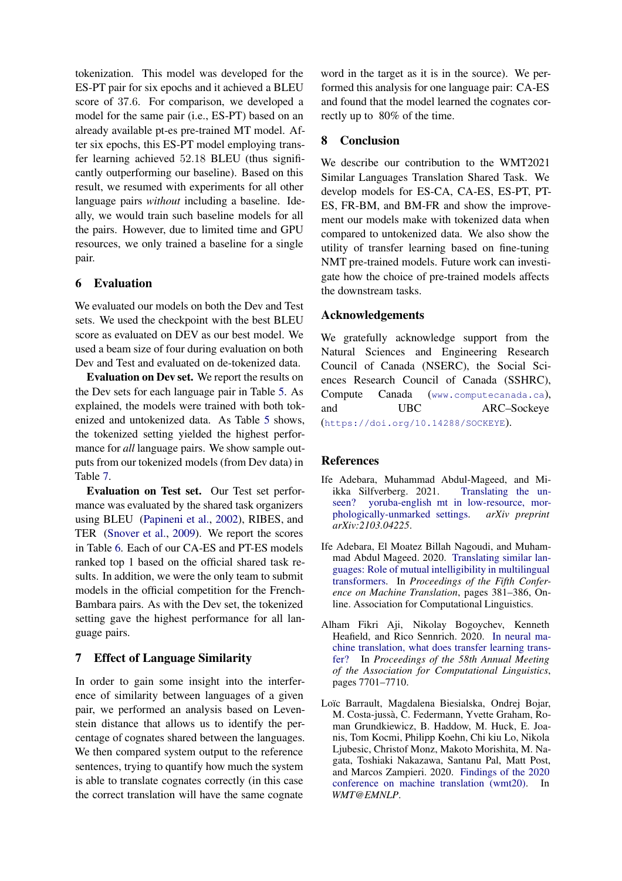tokenization. This model was developed for the ES-PT pair for six epochs and it achieved a BLEU score of 37.6. For comparison, we developed a model for the same pair (i.e., ES-PT) based on an already available pt-es pre-trained MT model. After six epochs, this ES-PT model employing transfer learning achieved 52.18 BLEU (thus significantly outperforming our baseline). Based on this result, we resumed with experiments for all other language pairs *without* including a baseline. Ideally, we would train such baseline models for all the pairs. However, due to limited time and GPU resources, we only trained a baseline for a single pair.

## 6 Evaluation

We evaluated our models on both the Dev and Test sets. We used the checkpoint with the best BLEU score as evaluated on DEV as our best model. We used a beam size of four during evaluation on both Dev and Test and evaluated on de-tokenized data.

**Evaluation on Dev set.** We report the results on the Dev sets for each language pair in Table 5. As explained, the models were trained with both tokenized and untokenized data. As Table 5 shows, the tokenized setting yielded the highest performance for *all* language pairs. We show sample outputs from our tokenized models (from Dev data) in Table 7.

**Evaluation on Test set.** Our Test set performance was evaluated by the shared task organizers using BLEU (Papineni et al., 2002), RIBES, and TER (Snover et al., 2009). We report the scores in Table 6. Each of our CA-ES and PT-ES models ranked top 1 based on the official shared task results. In addition, we were the only team to submit models in the official competition for the French-Bambara pairs. As with the Dev set, the tokenized setting gave the highest performance for all language pairs.

## 7 Effect of Language Similarity

In order to gain some insight into the interference of similarity between languages of a given pair, we performed an analysis based on Levenstein distance that allows us to identify the percentage of cognates shared between the languages. We then compared system output to the reference sentences, trying to quantify how much the system is able to translate cognates correctly (in this case the correct translation will have the same cognate word in the target as it is in the source). We performed this analysis for one language pair: CA-ES and found that the model learned the cognates correctly up to 80% of the time.

## 8 Conclusion

We describe our contribution to the WMT2021 Similar Languages Translation Shared Task. We develop models for ES-CA, CA-ES, ES-PT, PT-ES, FR-BM, and BM-FR and show the improvement our models make with tokenized data when compared to untokenized data. We also show the utility of transfer learning based on fine-tuning NMT pre-trained models. Future work can investigate how the choice of pre-trained models affects the downstream tasks.

## Acknowledgements

We gratefully acknowledge support from the Natural Sciences and Engineering Research Council of Canada (NSERC), the Social Sciences Research Council of Canada (SSHRC), Compute Canada (www.computecanada.ca), and UBC ARC–Sockeye (https://doi.org/10.14288/SOCKEYE).

## References

Ife Adebara, Muhammad Abdul-Mageed, and Miikka Silfverberg. 2021. Translating the unseen? yoruba-english mt in low-resource, morphologically-unmarked settings. *arXiv preprint arXiv:2103.04225*.

Ife Adebara, El Moatez Billah Nagoudi, and Muhammad Abdul Mageed. 2020. Translating similar languages: Role of mutual intelligibility in multilingual transformers. In *Proceedings of the Fifth Conference on Machine Translation*, pages 381–386, Online. Association for Computational Linguistics.

Alham Fikri Aji, Nikolay Bogoychev, Kenneth Heafield, and Rico Sennrich. 2020. In neural machine translation, what does transfer learning transfer? In *Proceedings of the 58th Annual Meeting of the Association for Computational Linguistics*, pages 7701–7710.

Loïc Barrault, Magdalena Biesialska, Ondrej Bojar, M. Costa-jussà, C. Federmann, Yvette Graham, Roman Grundkiewicz, B. Haddow, M. Huck, E. Joanis, Tom Kocmi, Philipp Koehn, Chi kiu Lo, Nikola Ljubesic, Christof Monz, Makoto Morishita, M. Nagata, Toshiaki Nakazawa, Santanu Pal, Matt Post, and Marcos Zampieri. 2020. Findings of the 2020 conference on machine translation (wmt20). In *WMT@EMNLP*.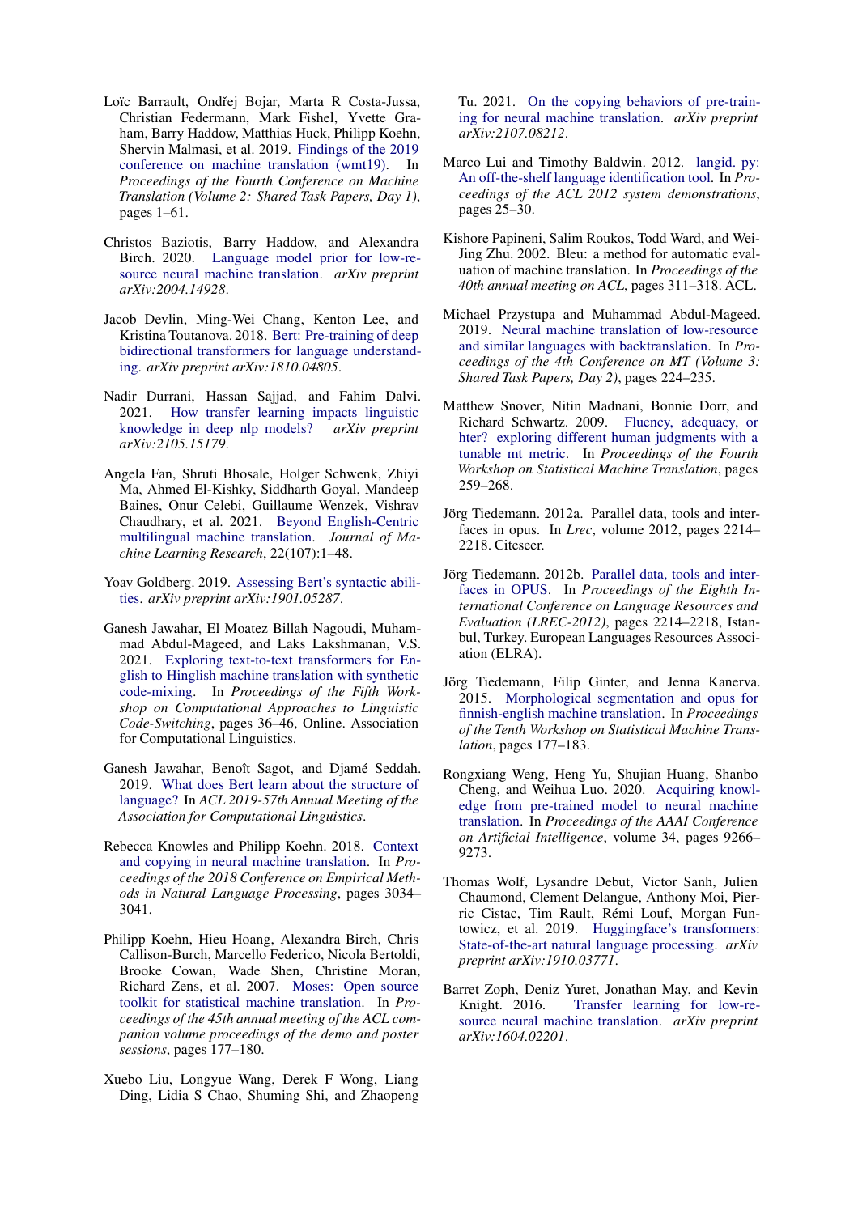Loïc Barrault, Ondřej Bojar, Marta R Costa-Jussa, Christian Federmann, Mark Fishel, Yvette Graham, Barry Haddow, Matthias Huck, Philipp Koehn, Shervin Malmasi, et al. 2019. Findings of the 2019 conference on machine translation (wmt19). In *Proceedings of the Fourth Conference on Machine Translation (Volume 2: Shared Task Papers, Day 1)*, pages 1–61.

Christos Baziotis, Barry Haddow, and Alexandra Birch. 2020. Language model prior for low-resource neural machine translation. *arXiv preprint arXiv:2004.14928*.

Jacob Devlin, Ming-Wei Chang, Kenton Lee, and Kristina Toutanova. 2018. Bert: Pre-training of deep bidirectional transformers for language understanding. *arXiv preprint arXiv:1810.04805*.

Nadir Durrani, Hassan Sajjad, and Fahim Dalvi. 2021. How transfer learning impacts linguistic knowledge in deep nlp models? *arXiv preprint arXiv:2105.15179*.

Angela Fan, Shruti Bhosale, Holger Schwenk, Zhiyi Ma, Ahmed El-Kishky, Siddharth Goyal, Mandeep Baines, Onur Celebi, Guillaume Wenzek, Vishrav Chaudhary, et al. 2021. Beyond English-Centric multilingual machine translation. *Journal of Machine Learning Research*, 22(107):1–48.

Yoav Goldberg. 2019. Assessing Bert's syntactic abilities. *arXiv preprint arXiv:1901.05287*.

Ganesh Jawahar, El Moatez Billah Nagoudi, Muhammad Abdul-Mageed, and Laks Lakshmanan, V.S. 2021. Exploring text-to-text transformers for English to Hinglish machine translation with synthetic code-mixing. In *Proceedings of the Fifth Workshop on Computational Approaches to Linguistic Code-Switching*, pages 36–46, Online. Association for Computational Linguistics.

Ganesh Jawahar, Benoît Sagot, and Djamé Seddah. 2019. What does Bert learn about the structure of language? In *ACL 2019-57th Annual Meeting of the Association for Computational Linguistics*.

Rebecca Knowles and Philipp Koehn. 2018. Context and copying in neural machine translation. In *Proceedings of the 2018 Conference on Empirical Methods in Natural Language Processing*, pages 3034–3041.

Philipp Koehn, Hieu Hoang, Alexandra Birch, Chris Callison-Burch, Marcello Federico, Nicola Bertoldi, Brooke Cowan, Wade Shen, Christine Moran, Richard Zens, et al. 2007. Moses: Open source toolkit for statistical machine translation. In *Proceedings of the 45th annual meeting of the ACL companion volume proceedings of the demo and poster sessions*, pages 177–180.

Xuebo Liu, Longyue Wang, Derek F Wong, Liang Ding, Lidia S Chao, Shuming Shi, and Zhaopeng Tu. 2021. On the copying behaviors of pre-training for neural machine translation. *arXiv preprint arXiv:2107.08212*.

Marco Lui and Timothy Baldwin. 2012. langid. py: An off-the-shelf language identification tool. In *Proceedings of the ACL 2012 system demonstrations*, pages 25–30.

Kishore Papineni, Salim Roukos, Todd Ward, and Wei-Jing Zhu. 2002. Bleu: a method for automatic evaluation of machine translation. In *Proceedings of the 40th annual meeting on ACL*, pages 311–318. ACL.

Michael Przystupa and Muhammad Abdul-Mageed. 2019. Neural machine translation of low-resource and similar languages with backtranslation. In *Proceedings of the 4th Conference on MT (Volume 3: Shared Task Papers, Day 2)*, pages 224–235.

Matthew Snover, Nitin Madnani, Bonnie Dorr, and Richard Schwartz. 2009. Fluency, adequacy, or hter? exploring different human judgments with a tunable mt metric. In *Proceedings of the Fourth Workshop on Statistical Machine Translation*, pages 259–268.

Jörg Tiedemann. 2012a. Parallel data, tools and interfaces in opus. In *Lrec*, volume 2012, pages 2214–2218. Citeseer.

Jörg Tiedemann. 2012b. Parallel data, tools and interfaces in OPUS. In *Proceedings of the Eighth International Conference on Language Resources and Evaluation (LREC-2012)*, pages 2214–2218, Istanbul, Turkey. European Languages Resources Association (ELRA).

Jörg Tiedemann, Filip Ginter, and Jenna Kanerva. 2015. Morphological segmentation and opus for finnish-english machine translation. In *Proceedings of the Tenth Workshop on Statistical Machine Translation*, pages 177–183.

Rongxiang Weng, Heng Yu, Shujian Huang, Shanbo Cheng, and Weihua Luo. 2020. Acquiring knowledge from pre-trained model to neural machine translation. In *Proceedings of the AAAI Conference on Artificial Intelligence*, volume 34, pages 9266–9273.

Thomas Wolf, Lysandre Debut, Victor Sanh, Julien Chaumond, Clement Delangue, Anthony Moi, Pierric Cistac, Tim Rault, Rémi Louf, Morgan Funtowicz, et al. 2019. Huggingface's transformers: State-of-the-art natural language processing. *arXiv preprint arXiv:1910.03771*.

Barret Zoph, Deniz Yuret, Jonathan May, and Kevin Knight. 2016. Transfer learning for low-resource neural machine translation. *arXiv preprint arXiv:1604.02201*.